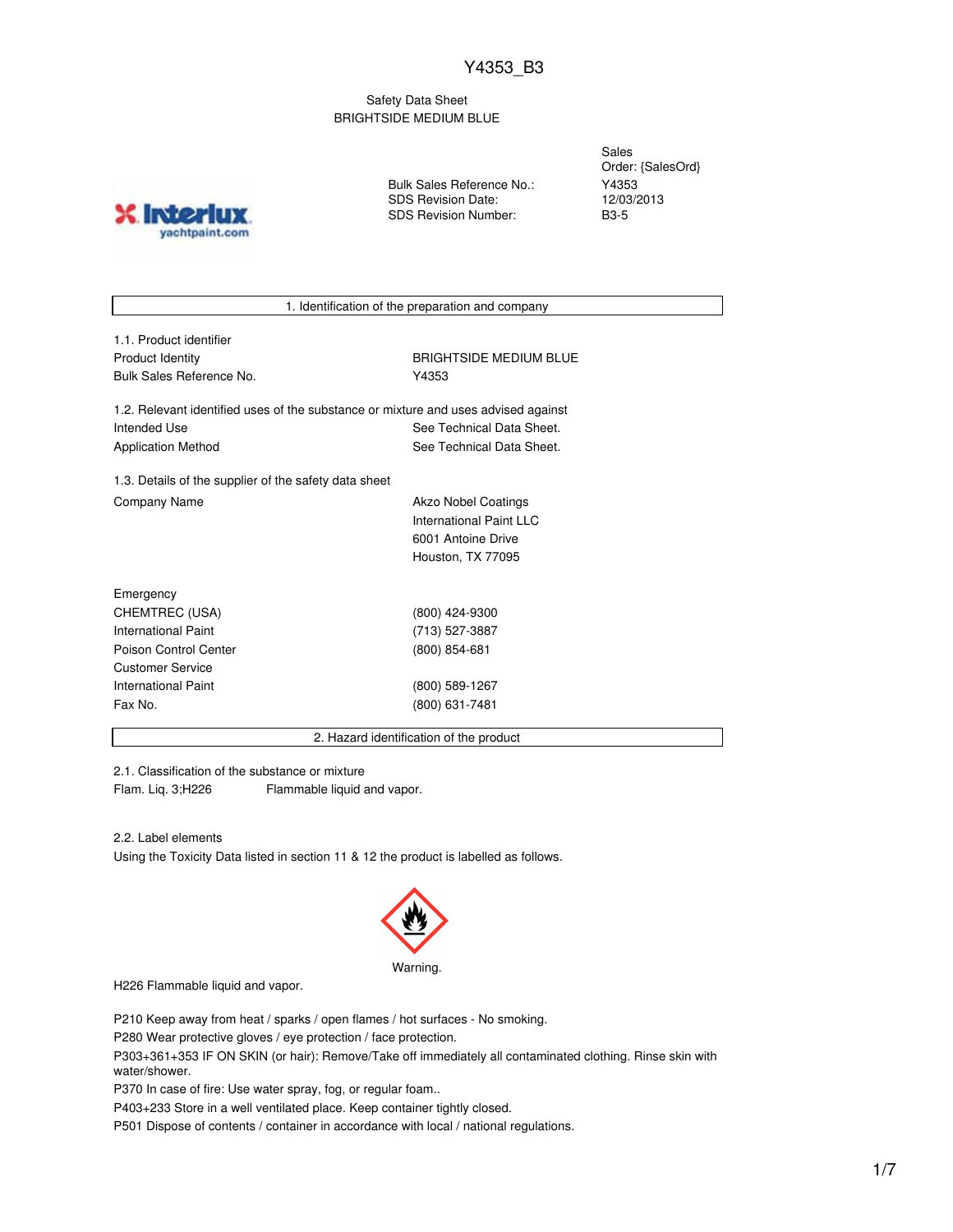# Y4353_B3

Safety Data Sheet
BRIGHTSIDE MEDIUM BLUE

| | |
|---|---|
| | Sales Order: {SalesOrd} |
| Bulk Sales Reference No.: | Y4353 |
| SDS Revision Date: | 12/03/2013 |
| SDS Revision Number: | B3-5 |

## 1. Identification of the preparation and company

### 1.1. Product identifier

| | |
|---|---|
| Product Identity | BRIGHTSIDE MEDIUM BLUE |
| Bulk Sales Reference No. | Y4353 |

### 1.2. Relevant identified uses of the substance or mixture and uses advised against

| | |
|---|---|
| Intended Use | See Technical Data Sheet. |
| Application Method | See Technical Data Sheet. |

### 1.3. Details of the supplier of the safety data sheet

| | |
|---|---|
| Company Name | Akzo Nobel Coatings<br>International Paint LLC<br>6001 Antoine Drive<br>Houston, TX 77095 |

| | |
|---|---|
| Emergency | |
| CHEMTREC (USA) | (800) 424-9300 |
| International Paint | (713) 527-3887 |
| Poison Control Center | (800) 854-681 |
| Customer Service | |
| International Paint | (800) 589-1267 |
| Fax No. | (800) 631-7481 |

## 2. Hazard identification of the product

### 2.1. Classification of the substance or mixture

Flam. Liq. 3;H226 Flammable liquid and vapor.

### 2.2. Label elements

Using the Toxicity Data listed in section 11 & 12 the product is labelled as follows.

Warning.

H226 Flammable liquid and vapor.

P210 Keep away from heat / sparks / open flames / hot surfaces - No smoking.
P280 Wear protective gloves / eye protection / face protection.
P303+361+353 IF ON SKIN (or hair): Remove/Take off immediately all contaminated clothing. Rinse skin with water/shower.
P370 In case of fire: Use water spray, fog, or regular foam..
P403+233 Store in a well ventilated place. Keep container tightly closed.
P501 Dispose of contents / container in accordance with local / national regulations.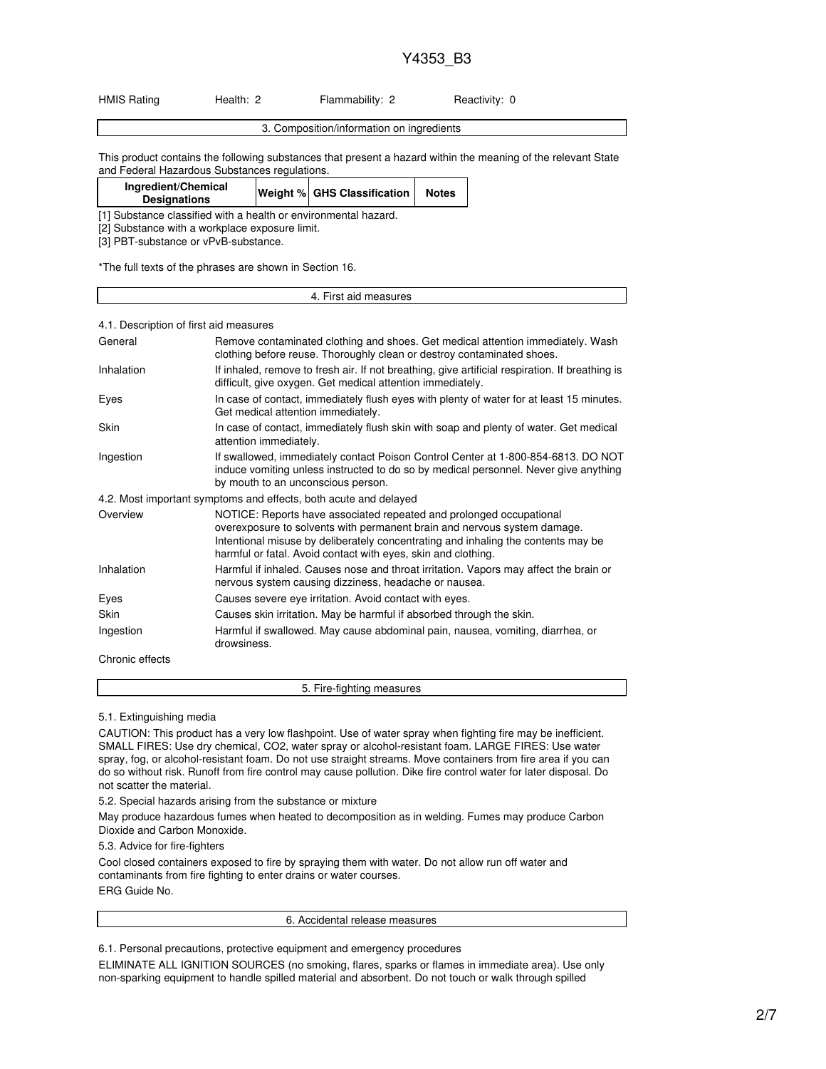HMIS Rating | Health: 2 | Flammability: 2 | Reactivity: 0

## 3. Composition/information on ingredients

This product contains the following substances that present a hazard within the meaning of the relevant State and Federal Hazardous Substances regulations.

| Ingredient/Chemical Designations | Weight % | GHS Classification | Notes |
|---|---|---|---|

[1] Substance classified with a health or environmental hazard.
[2] Substance with a workplace exposure limit.
[3] PBT-substance or vPvB-substance.

*The full texts of the phrases are shown in Section 16.

## 4. First aid measures

4.1. Description of first aid measures

General: Remove contaminated clothing and shoes. Get medical attention immediately. Wash clothing before reuse. Thoroughly clean or destroy contaminated shoes.

Inhalation: If inhaled, remove to fresh air. If not breathing, give artificial respiration. If breathing is difficult, give oxygen. Get medical attention immediately.

Eyes: In case of contact, immediately flush eyes with plenty of water for at least 15 minutes. Get medical attention immediately.

Skin: In case of contact, immediately flush skin with soap and plenty of water. Get medical attention immediately.

Ingestion: If swallowed, immediately contact Poison Control Center at 1-800-854-6813. DO NOT induce vomiting unless instructed to do so by medical personnel. Never give anything by mouth to an unconscious person.

4.2. Most important symptoms and effects, both acute and delayed

Overview: NOTICE: Reports have associated repeated and prolonged occupational overexposure to solvents with permanent brain and nervous system damage. Intentional misuse by deliberately concentrating and inhaling the contents may be harmful or fatal. Avoid contact with eyes, skin and clothing.

Inhalation: Harmful if inhaled. Causes nose and throat irritation. Vapors may affect the brain or nervous system causing dizziness, headache or nausea.

Eyes: Causes severe eye irritation. Avoid contact with eyes.

Skin: Causes skin irritation. May be harmful if absorbed through the skin.

Ingestion: Harmful if swallowed. May cause abdominal pain, nausea, vomiting, diarrhea, or drowsiness.

Chronic effects

## 5. Fire-fighting measures

5.1. Extinguishing media

CAUTION: This product has a very low flashpoint. Use of water spray when fighting fire may be inefficient. SMALL FIRES: Use dry chemical, CO2, water spray or alcohol-resistant foam. LARGE FIRES: Use water spray, fog, or alcohol-resistant foam. Do not use straight streams. Move containers from fire area if you can do so without risk. Runoff from fire control may cause pollution. Dike fire control water for later disposal. Do not scatter the material.

5.2. Special hazards arising from the substance or mixture

May produce hazardous fumes when heated to decomposition as in welding. Fumes may produce Carbon Dioxide and Carbon Monoxide.

5.3. Advice for fire-fighters

Cool closed containers exposed to fire by spraying them with water. Do not allow run off water and contaminants from fire fighting to enter drains or water courses.

ERG Guide No.

## 6. Accidental release measures

6.1. Personal precautions, protective equipment and emergency procedures

ELIMINATE ALL IGNITION SOURCES (no smoking, flares, sparks or flames in immediate area). Use only non-sparking equipment to handle spilled material and absorbent. Do not touch or walk through spilled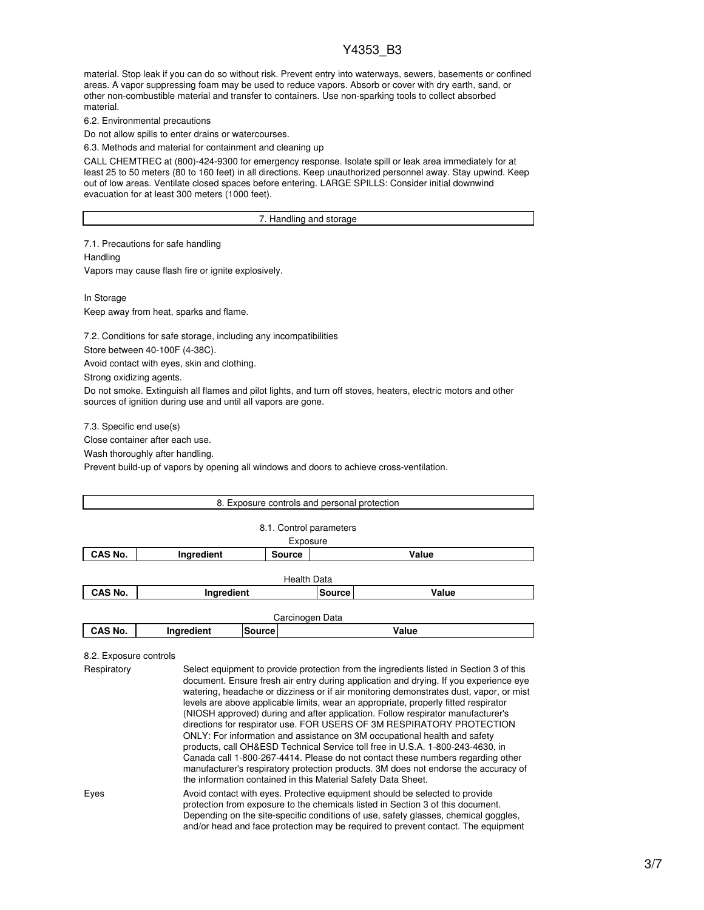material. Stop leak if you can do so without risk. Prevent entry into waterways, sewers, basements or confined areas. A vapor suppressing foam may be used to reduce vapors. Absorb or cover with dry earth, sand, or other non-combustible material and transfer to containers. Use non-sparking tools to collect absorbed material.

6.2. Environmental precautions

Do not allow spills to enter drains or watercourses.

6.3. Methods and material for containment and cleaning up

CALL CHEMTREC at (800)-424-9300 for emergency response. Isolate spill or leak area immediately for at least 25 to 50 meters (80 to 160 feet) in all directions. Keep unauthorized personnel away. Stay upwind. Keep out of low areas. Ventilate closed spaces before entering. LARGE SPILLS: Consider initial downwind evacuation for at least 300 meters (1000 feet).

## 7. Handling and storage

7.1. Precautions for safe handling

Handling

Vapors may cause flash fire or ignite explosively.

In Storage

Keep away from heat, sparks and flame.

7.2. Conditions for safe storage, including any incompatibilities

Store between 40-100F (4-38C).

Avoid contact with eyes, skin and clothing.

Strong oxidizing agents.

Do not smoke. Extinguish all flames and pilot lights, and turn off stoves, heaters, electric motors and other sources of ignition during use and until all vapors are gone.

7.3. Specific end use(s)

Close container after each use.

Wash thoroughly after handling.

Prevent build-up of vapors by opening all windows and doors to achieve cross-ventilation.

## 8. Exposure controls and personal protection

8.1. Control parameters

Exposure

| CAS No. | Ingredient | Source | Value |
| --- | --- | --- | --- |

Health Data

| CAS No. | Ingredient | Source | Value |
| --- | --- | --- | --- |

Carcinogen Data

| CAS No. | Ingredient | Source | Value |
| --- | --- | --- | --- |

8.2. Exposure controls

Respiratory

Select equipment to provide protection from the ingredients listed in Section 3 of this document. Ensure fresh air entry during application and drying. If you experience eye watering, headache or dizziness or if air monitoring demonstrates dust, vapor, or mist levels are above applicable limits, wear an appropriate, properly fitted respirator (NIOSH approved) during and after application. Follow respirator manufacturer's directions for respirator use. FOR USERS OF 3M RESPIRATORY PROTECTION ONLY: For information and assistance on 3M occupational health and safety products, call OH&ESD Technical Service toll free in U.S.A. 1-800-243-4630, in Canada call 1-800-267-4414. Please do not contact these numbers regarding other manufacturer's respiratory protection products. 3M does not endorse the accuracy of the information contained in this Material Safety Data Sheet.

Eyes

Avoid contact with eyes. Protective equipment should be selected to provide protection from exposure to the chemicals listed in Section 3 of this document. Depending on the site-specific conditions of use, safety glasses, chemical goggles, and/or head and face protection may be required to prevent contact. The equipment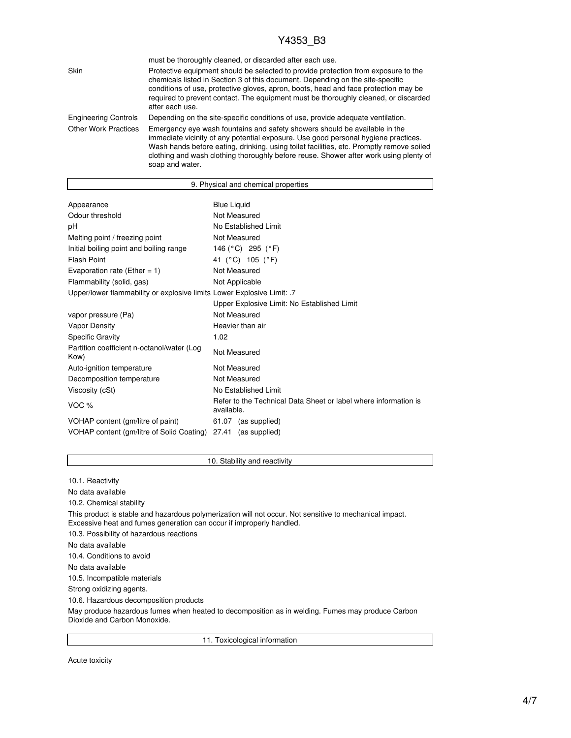must be thoroughly cleaned, or discarded after each use.

| | |
|---|---|
| Skin | Protective equipment should be selected to provide protection from exposure to the chemicals listed in Section 3 of this document. Depending on the site-specific conditions of use, protective gloves, apron, boots, head and face protection may be required to prevent contact. The equipment must be thoroughly cleaned, or discarded after each use. |
| Engineering Controls | Depending on the site-specific conditions of use, provide adequate ventilation. |
| Other Work Practices | Emergency eye wash fountains and safety showers should be available in the immediate vicinity of any potential exposure. Use good personal hygiene practices. Wash hands before eating, drinking, using toilet facilities, etc. Promptly remove soiled clothing and wash clothing thoroughly before reuse. Shower after work using plenty of soap and water. |

## 9. Physical and chemical properties

| | |
|---|---|
| Appearance | Blue Liquid |
| Odour threshold | Not Measured |
| pH | No Established Limit |
| Melting point / freezing point | Not Measured |
| Initial boiling point and boiling range | 146 (°C) 295 (°F) |
| Flash Point | 41 (°C) 105 (°F) |
| Evaporation rate (Ether = 1) | Not Measured |
| Flammability (solid, gas) | Not Applicable |
| Upper/lower flammability or explosive limits | Lower Explosive Limit: .7 |
| | Upper Explosive Limit: No Established Limit |
| vapor pressure (Pa) | Not Measured |
| Vapor Density | Heavier than air |
| Specific Gravity | 1.02 |
| Partition coefficient n-octanol/water (Log Kow) | Not Measured |
| Auto-ignition temperature | Not Measured |
| Decomposition temperature | Not Measured |
| Viscosity (cSt) | No Established Limit |
| VOC % | Refer to the Technical Data Sheet or label where information is available. |
| VOHAP content (gm/litre of paint) | 61.07 (as supplied) |
| VOHAP content (gm/litre of Solid Coating) | 27.41 (as supplied) |

## 10. Stability and reactivity

10.1. Reactivity

No data available

10.2. Chemical stability

This product is stable and hazardous polymerization will not occur. Not sensitive to mechanical impact. Excessive heat and fumes generation can occur if improperly handled.

10.3. Possibility of hazardous reactions

No data available

10.4. Conditions to avoid

No data available

10.5. Incompatible materials

Strong oxidizing agents.

10.6. Hazardous decomposition products

May produce hazardous fumes when heated to decomposition as in welding. Fumes may produce Carbon Dioxide and Carbon Monoxide.

## 11. Toxicological information

Acute toxicity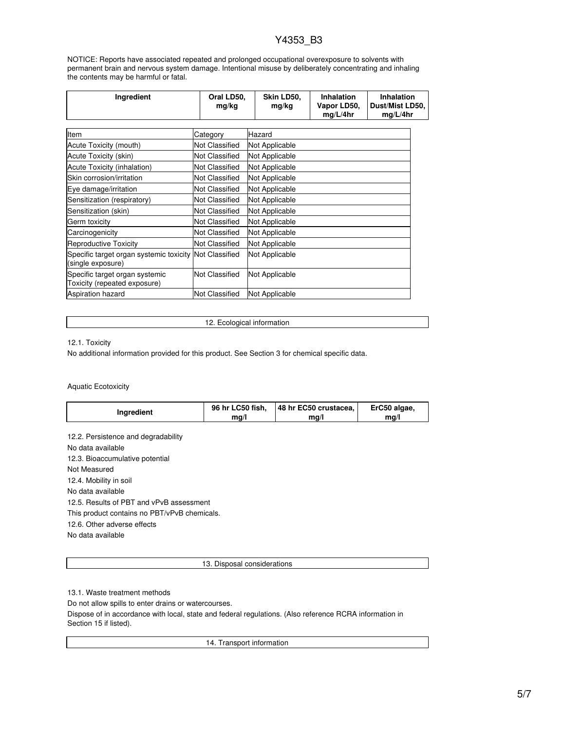NOTICE: Reports have associated repeated and prolonged occupational overexposure to solvents with permanent brain and nervous system damage. Intentional misuse by deliberately concentrating and inhaling the contents may be harmful or fatal.

| Ingredient | Oral LD50, mg/kg | Skin LD50, mg/kg | Inhalation Vapor LD50, mg/L/4hr | Inhalation Dust/Mist LD50, mg/L/4hr |
|---|---|---|---|---|

| Item | Category | Hazard |
|---|---|---|
| Acute Toxicity (mouth) | Not Classified | Not Applicable |
| Acute Toxicity (skin) | Not Classified | Not Applicable |
| Acute Toxicity (inhalation) | Not Classified | Not Applicable |
| Skin corrosion/irritation | Not Classified | Not Applicable |
| Eye damage/irritation | Not Classified | Not Applicable |
| Sensitization (respiratory) | Not Classified | Not Applicable |
| Sensitization (skin) | Not Classified | Not Applicable |
| Germ toxicity | Not Classified | Not Applicable |
| Carcinogenicity | Not Classified | Not Applicable |
| Reproductive Toxicity | Not Classified | Not Applicable |
| Specific target organ systemic toxicity (single exposure) | Not Classified | Not Applicable |
| Specific target organ systemic Toxicity (repeated exposure) | Not Classified | Not Applicable |
| Aspiration hazard | Not Classified | Not Applicable |

## 12. Ecological information

12.1. Toxicity

No additional information provided for this product. See Section 3 for chemical specific data.

Aquatic Ecotoxicity

| Ingredient | 96 hr LC50 fish, mg/l | 48 hr EC50 crustacea, mg/l | ErC50 algae, mg/l |
|---|---|---|---|

12.2. Persistence and degradability

No data available

12.3. Bioaccumulative potential

Not Measured

12.4. Mobility in soil

No data available

12.5. Results of PBT and vPvB assessment

This product contains no PBT/vPvB chemicals.

12.6. Other adverse effects

No data available

## 13. Disposal considerations

13.1. Waste treatment methods

Do not allow spills to enter drains or watercourses.

Dispose of in accordance with local, state and federal regulations. (Also reference RCRA information in Section 15 if listed).

## 14. Transport information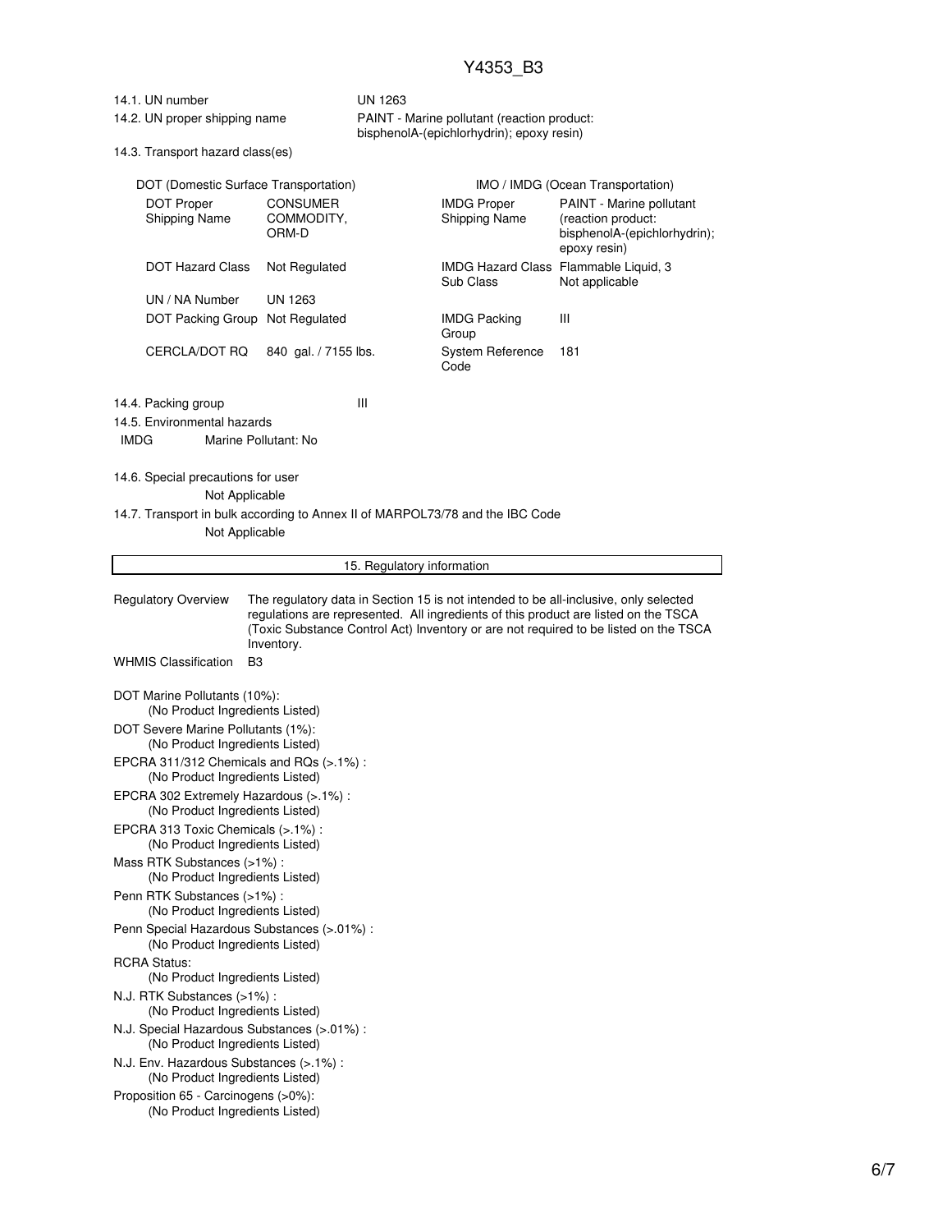14.1. UN number — UN 1263

14.2. UN proper shipping name — PAINT - Marine pollutant (reaction product: bisphenolA-(epichlorhydrin); epoxy resin)

14.3. Transport hazard class(es)

| DOT (Domestic Surface Transportation) | | IMO / IMDG (Ocean Transportation) | |
|---|---|---|---|
| DOT Proper Shipping Name | CONSUMER COMMODITY, ORM-D | IMDG Proper Shipping Name | PAINT - Marine pollutant (reaction product: bisphenolA-(epichlorhydrin); epoxy resin) |
| DOT Hazard Class | Not Regulated | IMDG Hazard Class Sub Class | Flammable Liquid, 3 Not applicable |
| UN / NA Number | UN 1263 | | |
| DOT Packing Group | Not Regulated | IMDG Packing Group | III |
| CERCLA/DOT RQ | 840 gal. / 7155 lbs. | System Reference Code | 181 |

14.4. Packing group — III

14.5. Environmental hazards

IMDG — Marine Pollutant: No

14.6. Special precautions for user

Not Applicable

14.7. Transport in bulk according to Annex II of MARPOL73/78 and the IBC Code

Not Applicable

## 15. Regulatory information

**Regulatory Overview** — The regulatory data in Section 15 is not intended to be all-inclusive, only selected regulations are represented. All ingredients of this product are listed on the TSCA (Toxic Substance Control Act) Inventory or are not required to be listed on the TSCA Inventory.

**WHMIS Classification** — B3

DOT Marine Pollutants (10%):
(No Product Ingredients Listed)

DOT Severe Marine Pollutants (1%):
(No Product Ingredients Listed)

EPCRA 311/312 Chemicals and RQs (>.1%) :
(No Product Ingredients Listed)

EPCRA 302 Extremely Hazardous (>.1%) :
(No Product Ingredients Listed)

EPCRA 313 Toxic Chemicals (>.1%) :
(No Product Ingredients Listed)

Mass RTK Substances (>1%) :
(No Product Ingredients Listed)

Penn RTK Substances (>1%) :
(No Product Ingredients Listed)

Penn Special Hazardous Substances (>.01%) :
(No Product Ingredients Listed)

RCRA Status:
(No Product Ingredients Listed)

N.J. RTK Substances (>1%) :
(No Product Ingredients Listed)

N.J. Special Hazardous Substances (>.01%) :
(No Product Ingredients Listed)

N.J. Env. Hazardous Substances (>.1%) :
(No Product Ingredients Listed)

Proposition 65 - Carcinogens (>0%):
(No Product Ingredients Listed)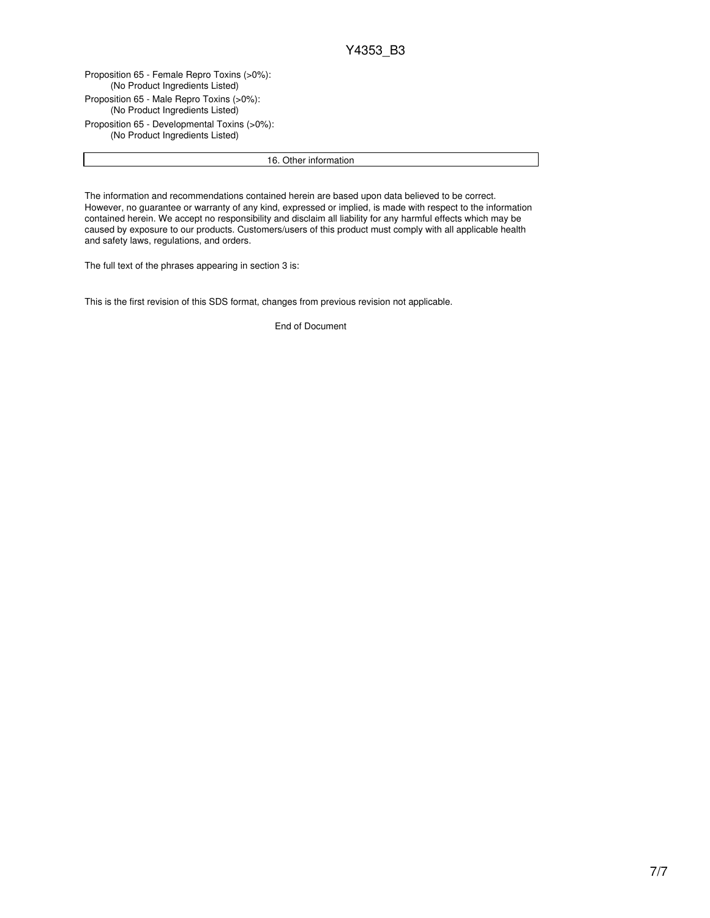Proposition 65 - Female Repro Toxins (>0%):
(No Product Ingredients Listed)

Proposition 65 - Male Repro Toxins (>0%):
(No Product Ingredients Listed)

Proposition 65 - Developmental Toxins (>0%):
(No Product Ingredients Listed)

## 16. Other information

The information and recommendations contained herein are based upon data believed to be correct. However, no guarantee or warranty of any kind, expressed or implied, is made with respect to the information contained herein. We accept no responsibility and disclaim all liability for any harmful effects which may be caused by exposure to our products. Customers/users of this product must comply with all applicable health and safety laws, regulations, and orders.

The full text of the phrases appearing in section 3 is:

This is the first revision of this SDS format, changes from previous revision not applicable.

End of Document